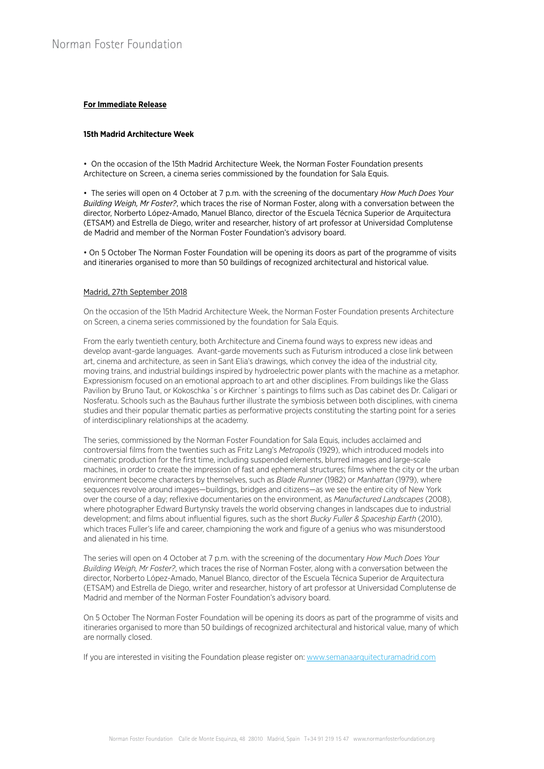**For Immediate Release**

**15th Madrid Architecture Week**

• On the occasion of the 15th Madrid Architecture Week, the Norman Foster Foundation presents Architecture on Screen, a cinema series commissioned by the foundation for Sala Equis.

• The series will open on 4 October at 7 p.m. with the screening of the documentary *How Much Does Your Building Weigh, Mr Foster?*, which traces the rise of Norman Foster, along with a conversation between the director, Norberto López-Amado, Manuel Blanco, director of the Escuela Técnica Superior de Arquitectura (ETSAM) and Estrella de Diego, writer and researcher, history of art professor at Universidad Complutense de Madrid and member of the Norman Foster Foundation's advisory board.

• On 5 October The Norman Foster Foundation will be opening its doors as part of the programme of visits and itineraries organised to more than 50 buildings of recognized architectural and historical value.

Madrid, 27th September 2018

On the occasion of the 15th Madrid Architecture Week, the Norman Foster Foundation presents Architecture on Screen, a cinema series commissioned by the foundation for Sala Equis.

From the early twentieth century, both Architecture and Cinema found ways to express new ideas and develop avant-garde languages. Avant-garde movements such as Futurism introduced a close link between art, cinema and architecture, as seen in Sant Elia's drawings, which convey the idea of the industrial city, moving trains, and industrial buildings inspired by hydroelectric power plants with the machine as a metaphor. Expressionism focused on an emotional approach to art and other disciplines. From buildings like the Glass Pavilion by Bruno Taut, or Kokoschka´s or Kirchner´s paintings to films such as Das cabinet des Dr. Caligari or Nosferatu. Schools such as the Bauhaus further illustrate the symbiosis between both disciplines, with cinema studies and their popular thematic parties as performative projects constituting the starting point for a series of interdisciplinary relationships at the academy.

The series, commissioned by the Norman Foster Foundation for Sala Equis, includes acclaimed and controversial films from the twenties such as Fritz Lang's *Metropolis* (1929), which introduced models into cinematic production for the first time, including suspended elements, blurred images and large-scale machines, in order to create the impression of fast and ephemeral structures; films where the city or the urban environment become characters by themselves, such as *Blade Runner* (1982) or *Manhattan* (1979), where sequences revolve around images—buildings, bridges and citizens—as we see the entire city of New York over the course of a day; reflexive documentaries on the environment, as *Manufactured Landscapes* (2008), where photographer Edward Burtynsky travels the world observing changes in landscapes due to industrial development; and films about influential figures, such as the short *Bucky Fuller & Spaceship Earth* (2010), which traces Fuller's life and career, championing the work and figure of a genius who was misunderstood and alienated in his time.

The series will open on 4 October at 7 p.m. with the screening of the documentary *How Much Does Your Building Weigh, Mr Foster?*, which traces the rise of Norman Foster, along with a conversation between the director, Norberto López-Amado, Manuel Blanco, director of the Escuela Técnica Superior de Arquitectura (ETSAM) and Estrella de Diego, writer and researcher, history of art professor at Universidad Complutense de Madrid and member of the Norman Foster Foundation's advisory board.

On 5 October The Norman Foster Foundation will be opening its doors as part of the programme of visits and itineraries organised to more than 50 buildings of recognized architectural and historical value, many of which are normally closed.

If you are interested in visiting the Foundation please register on: [www.semanaarquitecturamadrid.com](http://www.semanaarquitecturamadrid.com)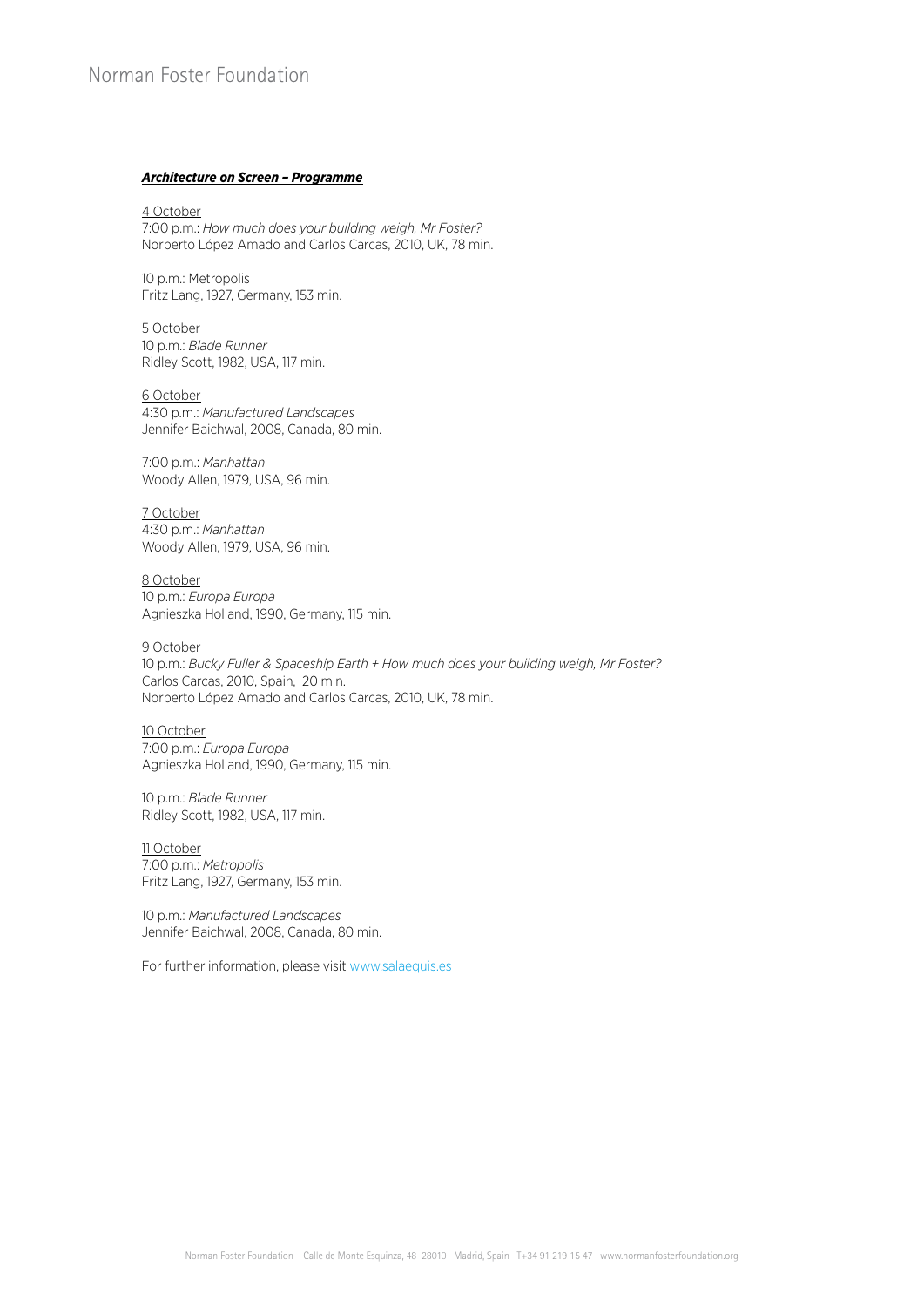***Architecture on Screen – Programme***

4 October
7:00 p.m.: *How much does your building weigh, Mr Foster?*
Norberto López Amado and Carlos Carcas, 2010, UK, 78 min.

10 p.m.: Metropolis
Fritz Lang, 1927, Germany, 153 min.

5 October
10 p.m.: *Blade Runner*
Ridley Scott, 1982, USA, 117 min.

6 October
4:30 p.m.: *Manufactured Landscapes*
Jennifer Baichwal, 2008, Canada, 80 min.

7:00 p.m.: *Manhattan*
Woody Allen, 1979, USA, 96 min.

7 October
4:30 p.m.: *Manhattan*
Woody Allen, 1979, USA, 96 min.

8 October
10 p.m.: *Europa Europa*
Agnieszka Holland, 1990, Germany, 115 min.

9 October
10 p.m.: *Bucky Fuller & Spaceship Earth + How much does your building weigh, Mr Foster?*
Carlos Carcas, 2010, Spain, 20 min.
Norberto López Amado and Carlos Carcas, 2010, UK, 78 min.

10 October
7:00 p.m.: *Europa Europa*
Agnieszka Holland, 1990, Germany, 115 min.

10 p.m.: *Blade Runner*
Ridley Scott, 1982, USA, 117 min.

11 October
7:00 p.m.: *Metropolis*
Fritz Lang, 1927, Germany, 153 min.

10 p.m.: *Manufactured Landscapes*
Jennifer Baichwal, 2008, Canada, 80 min.

For further information, please visit [www.salaequis.es](http://www.salaequis.es)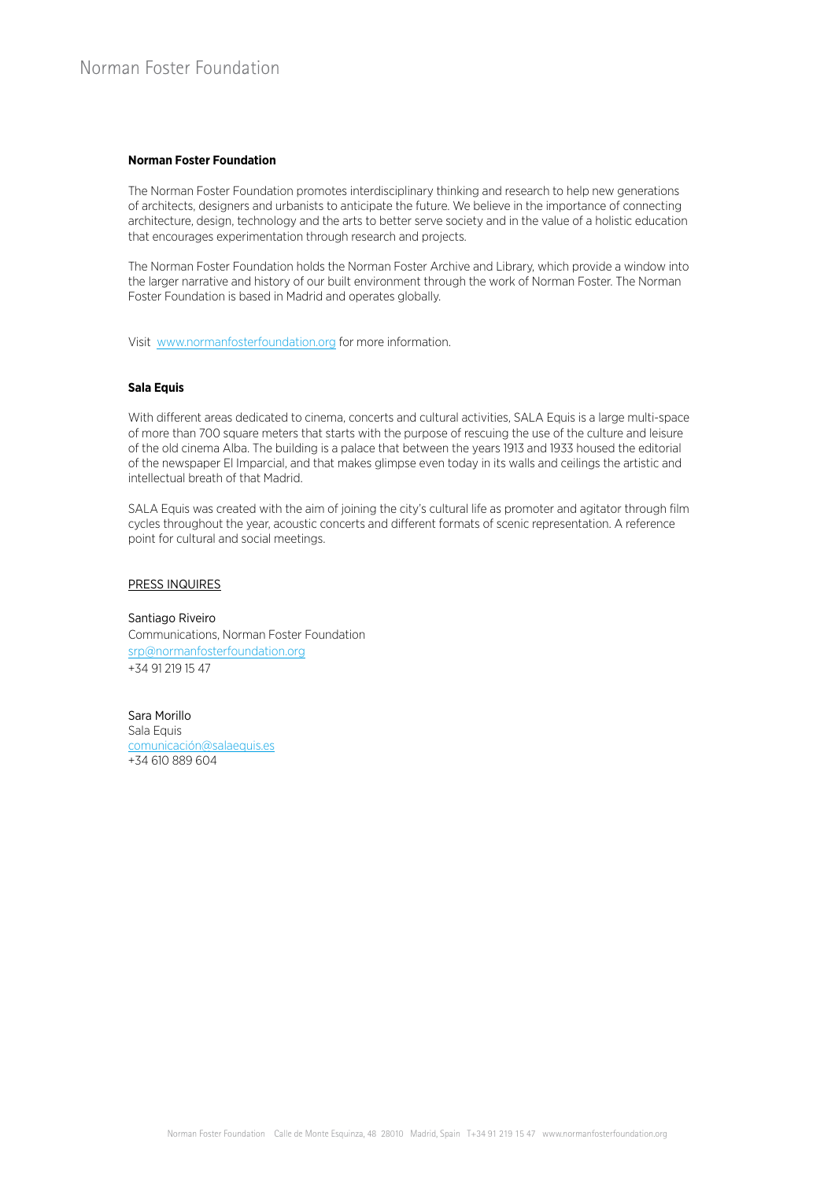**Norman Foster Foundation**

The Norman Foster Foundation promotes interdisciplinary thinking and research to help new generations of architects, designers and urbanists to anticipate the future. We believe in the importance of connecting architecture, design, technology and the arts to better serve society and in the value of a holistic education that encourages experimentation through research and projects.

The Norman Foster Foundation holds the Norman Foster Archive and Library, which provide a window into the larger narrative and history of our built environment through the work of Norman Foster. The Norman Foster Foundation is based in Madrid and operates globally.

Visit [www.normanfosterfoundation.org](http://www.normanfosterfoundation.org) for more information.

**Sala Equis**

With different areas dedicated to cinema, concerts and cultural activities, SALA Equis is a large multi-space of more than 700 square meters that starts with the purpose of rescuing the use of the culture and leisure of the old cinema Alba. The building is a palace that between the years 1913 and 1933 housed the editorial of the newspaper El Imparcial, and that makes glimpse even today in its walls and ceilings the artistic and intellectual breath of that Madrid.

SALA Equis was created with the aim of joining the city's cultural life as promoter and agitator through film cycles throughout the year, acoustic concerts and different formats of scenic representation. A reference point for cultural and social meetings.

PRESS INQUIRES

Santiago Riveiro
Communications, Norman Foster Foundation
srp@normanfosterfoundation.org
+34 91 219 15 47

Sara Morillo
Sala Equis
comunicación@salaequis.es
+34 610 889 604